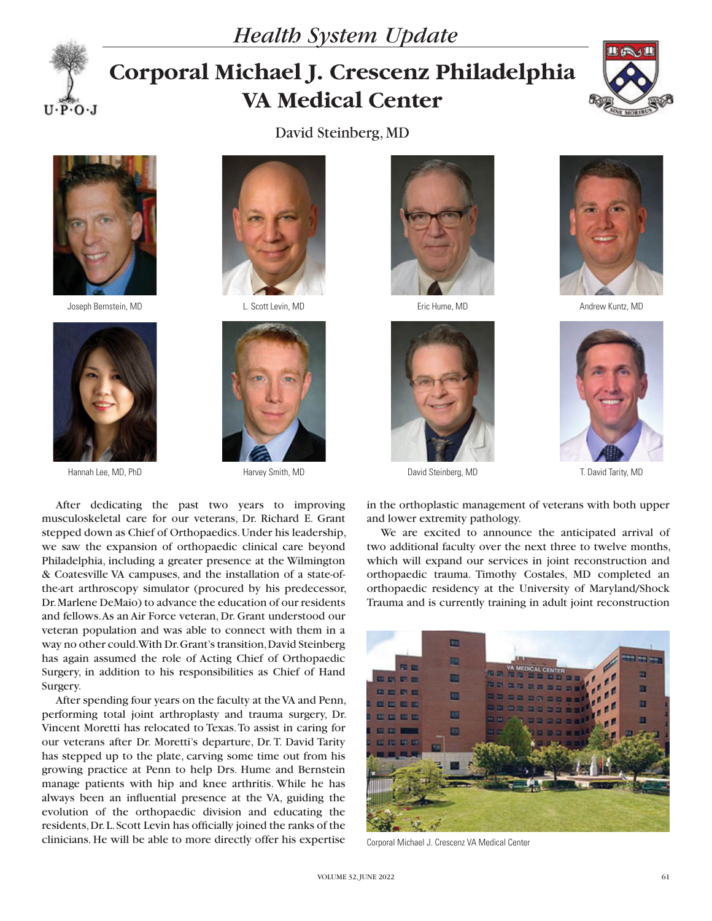*Health System Update*

# Corporal Michael J. Crescenz Philadelphia VA Medical Center

David Steinberg, MD

Joseph Bernstein, MD

L. Scott Levin, MD

Eric Hume, MD

Andrew Kuntz, MD

Hannah Lee, MD, PhD

Harvey Smith, MD

David Steinberg, MD

T. David Tarity, MD

After dedicating the past two years to improving musculoskeletal care for our veterans, Dr. Richard E. Grant stepped down as Chief of Orthopaedics. Under his leadership, we saw the expansion of orthopaedic clinical care beyond Philadelphia, including a greater presence at the Wilmington & Coatesville VA campuses, and the installation of a state-of-the-art arthroscopy simulator (procured by his predecessor, Dr. Marlene DeMaio) to advance the education of our residents and fellows. As an Air Force veteran, Dr. Grant understood our veteran population and was able to connect with them in a way no other could. With Dr. Grant's transition, David Steinberg has again assumed the role of Acting Chief of Orthopaedic Surgery, in addition to his responsibilities as Chief of Hand Surgery.

After spending four years on the faculty at the VA and Penn, performing total joint arthroplasty and trauma surgery, Dr. Vincent Moretti has relocated to Texas. To assist in caring for our veterans after Dr. Moretti's departure, Dr. T. David Tarity has stepped up to the plate, carving some time out from his growing practice at Penn to help Drs. Hume and Bernstein manage patients with hip and knee arthritis. While he has always been an influential presence at the VA, guiding the evolution of the orthopaedic division and educating the residents, Dr. L. Scott Levin has officially joined the ranks of the clinicians. He will be able to more directly offer his expertise in the orthoplastic management of veterans with both upper and lower extremity pathology.

We are excited to announce the anticipated arrival of two additional faculty over the next three to twelve months, which will expand our services in joint reconstruction and orthopaedic trauma. Timothy Costales, MD completed an orthopaedic residency at the University of Maryland/Shock Trauma and is currently training in adult joint reconstruction

Corporal Michael J. Crescenz VA Medical Center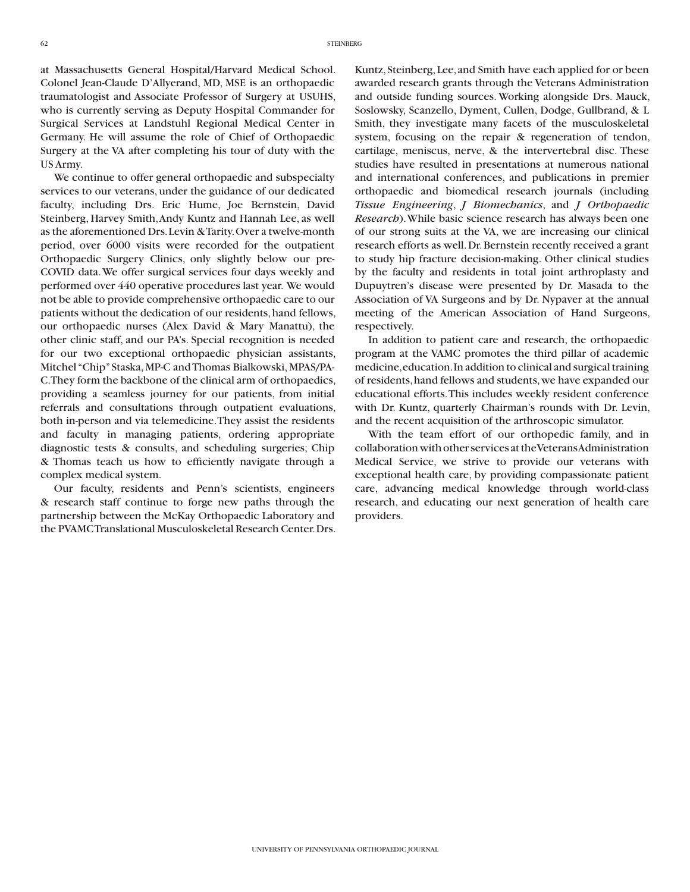at Massachusetts General Hospital/Harvard Medical School. Colonel Jean-Claude D'Allyerand, MD, MSE is an orthopaedic traumatologist and Associate Professor of Surgery at USUHS, who is currently serving as Deputy Hospital Commander for Surgical Services at Landstuhl Regional Medical Center in Germany. He will assume the role of Chief of Orthopaedic Surgery at the VA after completing his tour of duty with the US Army.

We continue to offer general orthopaedic and subspecialty services to our veterans, under the guidance of our dedicated faculty, including Drs. Eric Hume, Joe Bernstein, David Steinberg, Harvey Smith, Andy Kuntz and Hannah Lee, as well as the aforementioned Drs. Levin & Tarity. Over a twelve-month period, over 6000 visits were recorded for the outpatient Orthopaedic Surgery Clinics, only slightly below our pre-COVID data. We offer surgical services four days weekly and performed over 440 operative procedures last year. We would not be able to provide comprehensive orthopaedic care to our patients without the dedication of our residents, hand fellows, our orthopaedic nurses (Alex David & Mary Manattu), the other clinic staff, and our PA's. Special recognition is needed for our two exceptional orthopaedic physician assistants, Mitchel "Chip" Staska, MP-C and Thomas Bialkowski, MPAS/PA-C. They form the backbone of the clinical arm of orthopaedics, providing a seamless journey for our patients, from initial referrals and consultations through outpatient evaluations, both in-person and via telemedicine. They assist the residents and faculty in managing patients, ordering appropriate diagnostic tests & consults, and scheduling surgeries; Chip & Thomas teach us how to efficiently navigate through a complex medical system.

Our faculty, residents and Penn's scientists, engineers & research staff continue to forge new paths through the partnership between the McKay Orthopaedic Laboratory and the PVAMC Translational Musculoskeletal Research Center. Drs. Kuntz, Steinberg, Lee, and Smith have each applied for or been awarded research grants through the Veterans Administration and outside funding sources. Working alongside Drs. Mauck, Soslowsky, Scanzello, Dyment, Cullen, Dodge, Gullbrand, & L Smith, they investigate many facets of the musculoskeletal system, focusing on the repair & regeneration of tendon, cartilage, meniscus, nerve, & the intervertebral disc. These studies have resulted in presentations at numerous national and international conferences, and publications in premier orthopaedic and biomedical research journals (including *Tissue Engineering*, *J Biomechanics*, and *J Orthopaedic Research*). While basic science research has always been one of our strong suits at the VA, we are increasing our clinical research efforts as well. Dr. Bernstein recently received a grant to study hip fracture decision-making. Other clinical studies by the faculty and residents in total joint arthroplasty and Dupuytren's disease were presented by Dr. Masada to the Association of VA Surgeons and by Dr. Nypaver at the annual meeting of the American Association of Hand Surgeons, respectively.

In addition to patient care and research, the orthopaedic program at the VAMC promotes the third pillar of academic medicine, education. In addition to clinical and surgical training of residents, hand fellows and students, we have expanded our educational efforts. This includes weekly resident conference with Dr. Kuntz, quarterly Chairman's rounds with Dr. Levin, and the recent acquisition of the arthroscopic simulator.

With the team effort of our orthopedic family, and in collaboration with other services at the Veterans Administration Medical Service, we strive to provide our veterans with exceptional health care, by providing compassionate patient care, advancing medical knowledge through world-class research, and educating our next generation of health care providers.